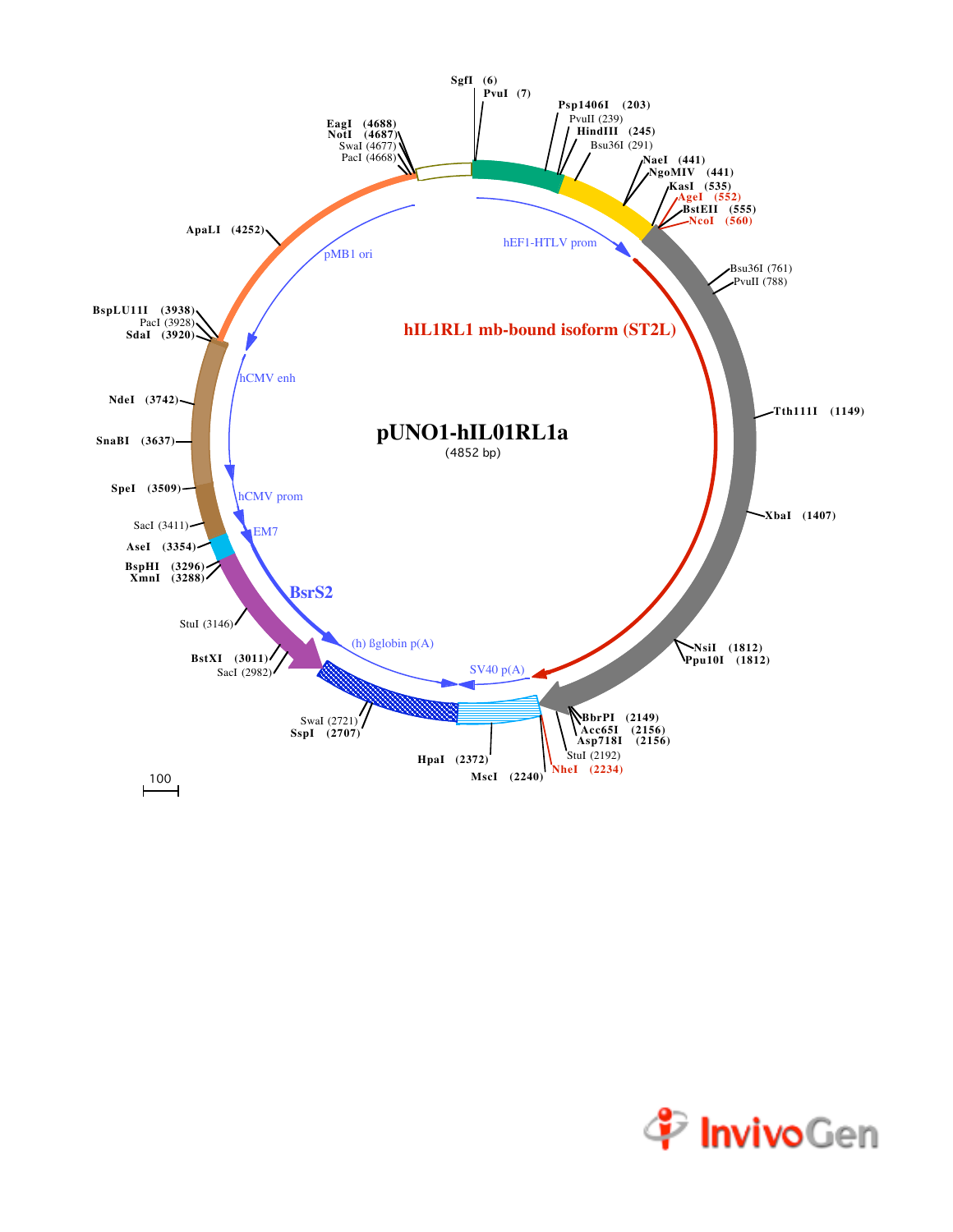# pUNO1-hIL01RL1a

(4852 bp)

**hIL1RL1 mb-bound isoform (ST2L)**

SgfI (6)
PvuI (7)
Psp1406I (203)
PvuII (239)
HindIII (245)
Bsu36I (291)
NaeI (441)
NgoMIV (441)
KasI (535)
AgeI (552)
BstEII (555)
NcoI (560)
Bsu36I (761)
PvuII (788)
Tth111I (1149)
XbaI (1407)
NsiI (1812)
Ppu10I (1812)
BbrPI (2149)
Acc65I (2156)
Asp718I (2156)
StuI (2192)
NheI (2234)
MscI (2240)
HpaI (2372)
SwaI (2721)
SspI (2707)
BstXI (3011)
SacI (2982)
StuI (3146)
BspHI (3296)
XmnI (3288)
AseI (3354)
SacI (3411)
SpeI (3509)
SnaBI (3637)
NdeI (3742)
BspLU11I (3938)
PacI (3928)
SdaI (3920)
ApaLI (4252)
EagI (4688)
NotI (4687)
SwaI (4677)
PacI (4668)

hEF1-HTLV prom
SV40 p(A)
(h) ßglobin p(A)
BsrS2
EM7
hCMV prom
hCMV enh
pMB1 ori

100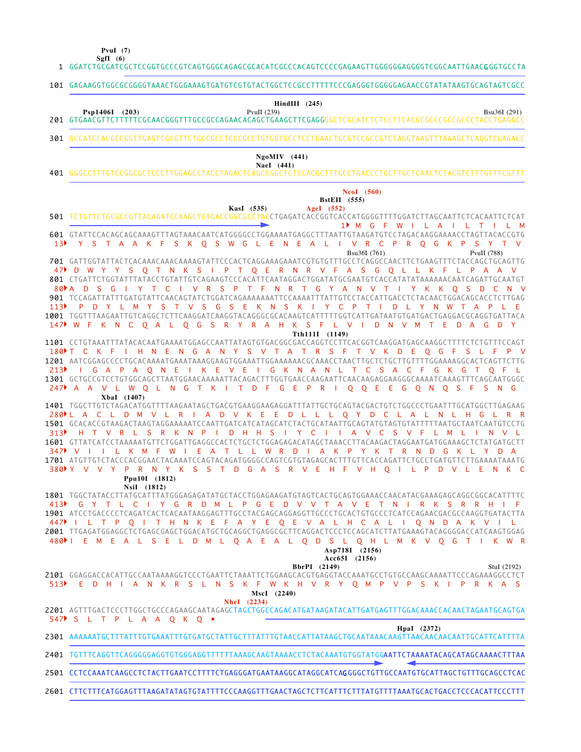```
                PvuI (7)
                SgfI (6)
   1 GGATCTGCGATCGCTCCGGTGCCCGTCAGTGGGCAGAGCGCACATCGCCCACAGTCCCCGAGAAGTTGGGGGGAGGGGTCGGCAATTGAACGGGTGCCTA

 101 GAGAAGGTGGCGCGGGGTAAACTGGGAAAGTGATGTCGTGTACTGGCTCCGCCTTTTTCCCGAGGGTGGGGGAGAACCGTATATAAGTGCAGTAGTCGCC

                                                                  HindIII (245)
        Psp1406I (203)                               PvuII (239)                                      Bsu36I (291)
 201 GTGAACGTTCTTTTTCGCAACGGGTTTGCCGCCAGAACACAGCTGAAGCTTCGAGGGGCTCGCATCTCTCCTTCACGCGCCCGCCGCCCTACCTGAGGCC

 301 GCCATCCACGCCGGTTGAGTCGCGTTCTGCCGCCTCCCGCCTGTGGTGCCTCCTGAACTGCGTCCGCCGTCTAGGTAAGTTTAAAGCTCAGGTCGAGACC

                                                                  NgoMIV (441)
                                                                  NaeI (441)
 401 GGGCCTTTGTCCGGCGCTCCCTTGGAGCCTACCTAGACTCAGCCGGCTCTCCACGCTTTGCCTGACCCTGCTTGCTCAACTCTACGTCTTTGTTTCGTT

                                                                                         NcoI (560)
                                                                                    BstEII (555)
                                                             KasI (535)          AgeI (552)
 501 TCTGTTCTGCGCCGTTACAGATCCAAGCTGTGACCGGCGCCTACCTGAGATCACCGGTCACCATGGGGTTTTGGATCTTAGCAATTCTCACAATTCTCAT
                                                                                      1▸ M   G   F   W   I   L   A   I   L   T   I   L   M
 601 GTATTCCACAGCAGCAAAGTTTAGTAAACAATCATGGGGCCTGGAAAATGAGGCTTTAATTGTAAGATGTCCTAGACAAGGAAAACCTAGTTACACCGTG
  13▸  Y   S   T   A   A   K   F   S   K   Q   S   W   G   L   E   N   E   A   L   I   V   R   C   P   R   Q   G   K   P   S   Y   T   V
                                                                                             Bsu36I (761)                   PvuII (788)
 701 GATTGGTATTACTCACAAACAAACAAAAGTATTCCCACTCAGGAAAGAAATCGTGTGTTTGCCTCAGGCCAACTTCTGAAGTTTCTACCAGCTGCAGTTG
  47▸  D   W   Y   Y   S   Q   T   N   K   S   I   P   T   Q   E   R   N   R   V   F   A   S   G   Q   L   L   K   F   L   P   A   A   V
 801 CTGATTCTGGTATTTATACCTGTATTGTCAGAAGTCCCACATTCAATAGGACTGGATATGCGAATGTCACCATATATAAAAAACAATCAGATTGCAATGT
  80▸A   D   S   G   I   Y   T   C   I   V   R   S   P   T   F   N   R   T   G   Y   A   N   V   T   I   Y   K   K   Q   S   D   C   N   V
 901 TCCAGATTATTTGATGTATTCAACAGTATCTGGATCAGAAAAAAATTCCAAAATTTATTGTCCTACCATTGACCTCTACAACTGGACAGCACCTCTTGAG
 113▸  P   D   Y   L   M   Y   S   T   V   S   G   S   E   K   N   S   K   I   Y   C   P   T   I   D   L   Y   N   W   T   A   P   L   E
1001 TGGTTTAAGAATTGTCAGGCTCTTCAAGGATCAAGGTACAGGGCGCACAAGTCATTTTTGGTCATTGATAATGTGATGACTGAGGACGCAGGTGATTACA
 147▸  W   F   K   N   C   Q   A   L   Q   G   S   R   Y   R   A   H   K   S   F   L   V   I   D   N   V   M   T   E   D   A   G   D   Y
                                                                                 Tth111I (1149)
1101 CCTGTAAATTTATACACAATGAAAATGGAGCCAATTATAGTGTGACGGCGACCAGGTCCTTCACGGTCAAGGATGAGCAAGGCTTTTCTCTGTTTCCAGT
 180▸T   C   K   F   I   H   N   E   N   G   A   N   Y   S   V   T   A   T   R   S   F   T   V   K   D   E   Q   G   F   S   L   F   P   V
1201 AATCGGAGCCCCTGCACAAAATGAAATAAAGGAAGTGGAAATTGGAAAAAACGCAAACCTAACTTGCTCTGCTTGTTTTGGAAAAGGCACTCAGTTCTTG
 213▸  I   G   A   P   A   Q   N   E   I   K   E   V   E   I   G   K   N   A   N   L   T   C   S   A   C   F   G   K   G   T   Q   F   L
1301 GCTGCCGTCCTGTGGCAGCTTAATGGAACAAAAATTACAGACTTTGGTGAACCAAGAATTCAACAAGAGGAAGGGCAAAATCAAAGTTTCAGCAATGGGC
 247▸  A   A   V   L   W   Q   L   N   G   T   K   I   T   D   F   G   E   P   R   I   Q   Q   E   E   G   Q   N   Q   S   F   S   N   G
              XbaI (1407)
1401 TGGCTTGTCTAGACATGGTTTTAAGAATAGCTGACGTGAAGGAAGAGGATTTATTGCTGCAGTACGACTGTCTGGCCCTGAATTTGCATGGCTTGAGAAG
 280▸L   A   C   L   D   M   V   L   R   I   A   D   V   K   E   E   D   L   L   L   Q   Y   D   C   L   A   L   N   L   H   G   L   R   R
1501 GCACACCGTAAGACTAAGTAGGAAAAATCCAATTGATCATCATAGCATCTACTGCATAATTGCAGTATGTAGTGTATTTTTAATGCTAATCAATGTCCTG
 313▸  H   T   V   R   L   S   R   K   N   P   I   D   H   H   S   I   Y   C   I   I   A   V   C   S   V   F   L   M   L   I   N   V   L
1601 GTTATCATCCTAAAAATGTTCTGGATTGAGGCCACTCTGCTCTGGAGAGACATAGCTAAACCTTACAAGACTAGGAATGATGGAAAGCTCTATGATGCTT
 347▸  V   I   I   L   K   M   F   W   I   E   A   T   L   L   W   R   D   I   A   K   P   Y   K   T   R   N   D   G   K   L   Y   D   A
1701 ATGTTGTCTACCCACGGAACTACAAATCCAGTACAGATGGGGCCAGTCGTGTAGAGCACTTTGTTCACCAGATTCTGCCTGATGTTCTTGAAAATAAATG
 380▸Y   V   V   Y   P   R   N   Y   K   S   S   T   D   G   A   S   R   V   E   H   F   V   H   Q   I   L   P   D   V   L   E   N   K   C
                  Ppu10I (1812)
                  NsiI (1812)
1801 TGGCTATACCTTATGCATTTATGGGAGAGATATGCTACCTGGAGAAGATGTAGTCACTGCAGTGGAAACCAACATACGAAAGAGCAGGCGGCACATTTTC
 413▸  G   Y   T   L   C   I   Y   G   R   D   M   L   P   G   E   D   V   V   T   A   V   E   T   N   I   R   K   S   R   R   H   I   F
1901 ATCCTGACCCCTCAGATCACTCACAATAAGGAGTTTGCCTACGAGCAGGAGGTTGCCCTGCACTGTGCCCTCATCCAGAACGACGCCAAGGTGATACTTA
 447▸  I   L   T   P   Q   I   T   H   N   K   E   F   A   Y   E   Q   E   V   A   L   H   C   A   L   I   Q   N   D   A   K   V   I   L
2001 TTGAGATGGAGGCTCTGAGCGAGCTGGACATGCTGCAGGCTGAGGCGCTTCAGGACTCCCTCCAGCATCTTATGAAAGTACAGGGGACCATCAAGTGGAG
 480▸I   E   M   E   A   L   S   E   L   D   M   L   Q   A   E   A   L   Q   D   S   L   Q   H   L   M   K   V   Q   G   T   I   K   W   R
                                                                                Asp718I (2156)
                                                                                Acc65I (2156)
                                                                        BbrPI (2149)                                    StuI (2192)
2101 GGAGGACCACATTGCCAATAAAAGGTCCCTGAATTCTAAATTCTGGAAGCACGTGAGGTACCAAATGCCTGTGCCAAGCAAAATTCCCAGAAAGGCCTCT
 513▸  E   D   H   I   A   N   K   R   S   L   N   S   K   F   W   K   H   V   R   Y   Q   M   P   V   P   S   K   I   P   R   K   A   S
                                                                MscI (2240)
                                                         NheI (2234)
2201 AGTTTGACTCCCTTGGCTGCCCAGAAGCAATAGAGCTAGCTGGCCAGACATGATAAGATACATTGATGAGTTTGGACAAACCACAACTAGAATGCAGTGA
 547▸  S   L   T   P   L   A   A   Q   K   Q   •
                                                                                                   HpaI (2372)
2301 AAAAAATGCTTTATTTGTGAAATTTGTGATGCTATTGCTTTATTTGTAACCATTATAAGCTGCAATAAACAAGTTAACAACAACAATTGCATTCATTTTA

2401 TGTTTCAGGTTCAGGGGGAGGTGTGGGAGGTTTTTTAAAGCAAGTAAAACCTCTACAAATGTGGTATGGAATTCTAAAATACAGCATAGCAAAACTTTAA

2501 CCTCCAAATCAAGCCTCTACTTGAATCCTTTTCTGAGGGATGAATAAGGCATAGGCATCAGGGGCTGTTGCCAATGTGCATTAGCTGTTTGCAGCCTCAC

2601 CTTCTTTCATGGAGTTTAAGATATAGTGTATTTTCCCAAGGTTTGAACTAGCTCTTCATTTCTTTATGTTTTAAATGCACTGACCTCCCACATTCCCTTT
```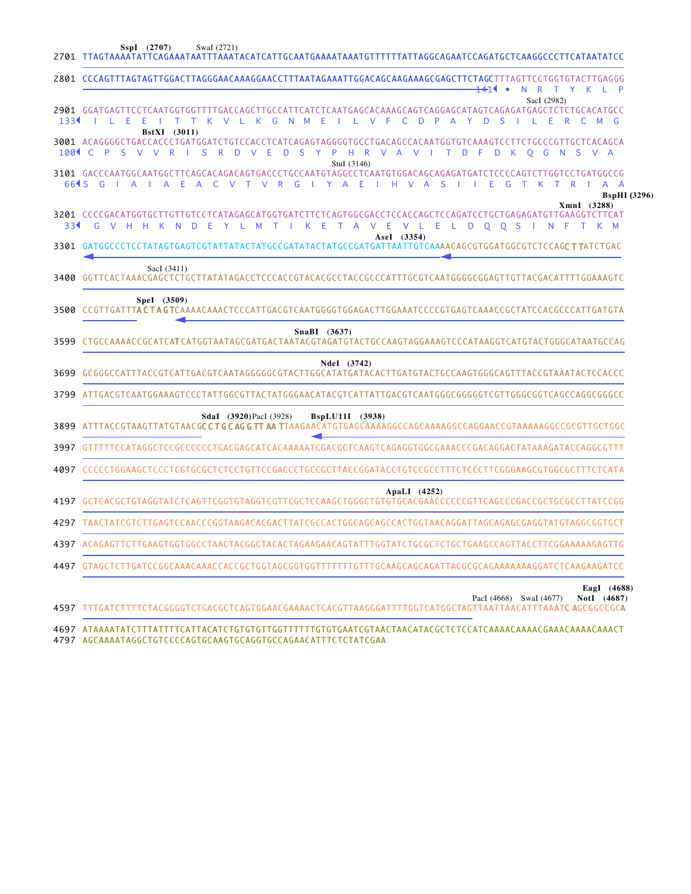```
                SspI   (2707)          SwaI (2721)
2701 TTAGTAAAATATTCAGAAATAATTTAAATACATCATTGCAATGAAAATAAATGTTTTTTATTAGGCAGAATCCAGATGCTCAAGGCCCTTCATAATATCC

2801 CCCAGTTTAGTAGTTGGACTTAGGGAACAAAGGAACCTTTAATAGAAATTGGACAGCAAGAAAGCGAGCTTCTAGCTTTAGTTCCTGGTGTACTTGAGGG
                                                                                 141◄  •   N   R   T   Y   K   L   P
                                                                                                    SacI (2982)
2901 GGATGAGTTCCTCAATGGTGGTTTTGACCAGCTTGCCATTCATCTCAATGAGCACAAAGCAGTCAGGAGCATAGTCAGAGATGAGCTCTCTGCACATGCC
 133◄   I   L   E   E   I   T   T   K   V   L   K   G   N   M   E   I   L   V   F   C   D   P   A   Y   D   S   I   L   E   R   C   M   G
                 BstXI   (3011)
3001 ACAGGGGCTGACCACCCTGATGGATCTGTCCACCTCATCAGAGTAGGGGTGCCTGACAGCCACAATGGTGTCAAAGTCCTTCTGCCCGTTGCTCACAGCA
 100◄  C   P   S   V   V   R   I   S   R   D   V   E   D   S   Y   P   H   R   V   A   V   I   T   D   F   D   K   Q   G   N   S   V   A
                                                                          StuI (3146)
3101 GACCCAATGGCAATGGCTTCAGCACAGACAGTGACCCTGCCAATGTAGGCCTCAATGTGGACAGCAGAGATGATCTCCCCAGTCTTGGTCCTGATGGCCG
  66◄ S   G   I   A   I   A   E   A   C   V   T   V   R   G   I   Y   A   E   I   H   V   A   S   I   I   E   G   T   K   T   R   I   A   A
                                                                                                              BspHI (3296)
                                                                                                    XmnI   (3288)
3201 CCCCGACATGGTGCTTGTTGTCCTCATAGAGCATGGTGATCTTCTCAGTGGCGACCTCCACCAGCTCCAGATCCTGCTGAGAGATGTTGAAGGTCTTCAT
  33◄   G   V   H   H   K   N   D   E   Y   L   M   T   I   K   E   T   A   V   E   V   L   E   L   D   Q   Q   S   I   N   F   T   K   M
                                                                          AseI   (3354)
3301 GATGGCCCTCCTATAGTGAGTCGTATTATACTATGCCGATATACTATGCCGATGATTAATTGTCAAAACAGCGTGGATGGCGTCTCCAGCTTATCTGAC

                SacI (3411)
3400 GGTTCACTAAACGAGCTCTGCTTATATAGACCTCCCACCGTACACGCCTACCGCCCATTTGCGTCAATGGGGCGGAGTTGTTACGACATTTTGGAAAGTC

               SpeI   (3509)
3500 CCGTTGATTTACTAGTCAAAACAAACTCCCATTGACGTCAATGGGGTGGAGACTTGGAAATCCCCGTGAGTCAAACCGCTATCCACGCCCATTGATGTA

                                            SnaBI   (3637)
3599 CTGCCAAAACCGCATCATCATGGTAATAGCGATGACTAATACGTAGATGTACTGCCAAGTAGGAAAGTCCCATAAGGTCATGTACTGGGCATAATGCCAG

                                                  NdeI   (3742)
3699 GCGGGCCATTTACCGTCATTGACGTCAATAGGGGGCGTACTTGGCATATGATACACTTGATGTACTGCCAAGTGGGCAGTTTACCGTAAATACTCCACCC

3799 ATTGACGTCAATGGAAAGTCCCTATTGGCGTTACTATGGGAACATACGTCATTATTGACGTCAATGGGCGGGGGTCGTTGGGCGGTCAGCCAGGCGGGCC

                              SdaI   (3920) PacI (3928)      BspLU11I   (3938)
3899 ATTTACCGTAAGTTATGTAACGCCTGCAGGTTAATTAAGAACATGTGAGCAAAAGGCCAGCAAAAGGCCAGGAACCGTAAAAAGGCCGCGTTGCTGGC

3997 GTTTTTCCATAGGCTCCGCCCCCCTGACGAGCATCACAAAAATCGACGCTCAAGTCAGAGGTGGCGAAACCCGACAGGACTATAAAGATACCAGGCGTTT

4097 CCCCCTGGAAGCTCCCTCGTGCGCTCTCCTGTTCCGACCCTGCCGCTTACCGGATACCTGTCCGCCTTTCTCCCTTCGGGAAGCGTGGCGCTTTCTCATA

                                                            ApaLI   (4252)
4197 GCTCACGCTGTAGGTATCTCAGTTCGGTGTAGGTCGTTCGCTCCAAGCTGGGCTGTGTGCACGAACCCCCCGTTCAGCCCGACCGCTGCGCCTTATCCGG

4297 TAACTATCGTCTTGAGTCCAACCCGGTAAGACACGACTTATCGCCACTGGCAGCAGCCACTGGTAACAGGATTAGCAGAGCGAGGTATGTAGGCGGTGCT

4397 ACAGAGTTCTTGAAGTGGTGGCCTAACTACGGCTACACTAGAAGAACAGTATTTGGTATCTGCGCTCTGCTGAAGCCAGTTACCTTCGGAAAAAGAGTTG

4497 GTAGCTCTTGATCCGGCAAACAAACCACCGCTGGTAGCGGTGGTTTTTTTGTTTGCAAGCAGCAGATTACGCGCAGAAAAAAAGGATCTCAAGAAGATCC

                                                                                                    EagI   (4688)
                                                                          PacI (4668)   SwaI (4677)    NotI   (4687)
4597 TTTGATCTTTTCTACGGGGTCTGACGCTCAGTGGAACGAAAACTCACGTTAAGGGATTTTGGTCATGGCTAGTTAATTAACATTTAAATCAGCGGCCGCA

4697 ATAAAATATCTTTATTTTCATTACATCTGTGTGTTGGTTTTTTGTGTGAATCGTAACTAACATACGCTCTCCATCAAAACAAAACGAAACAAAACAAACT
4797 AGCAAAATAGGCTGTCCCCAGTGCAAGTGCAGGTGCCAGAACATTTCTCTATCGAA
```